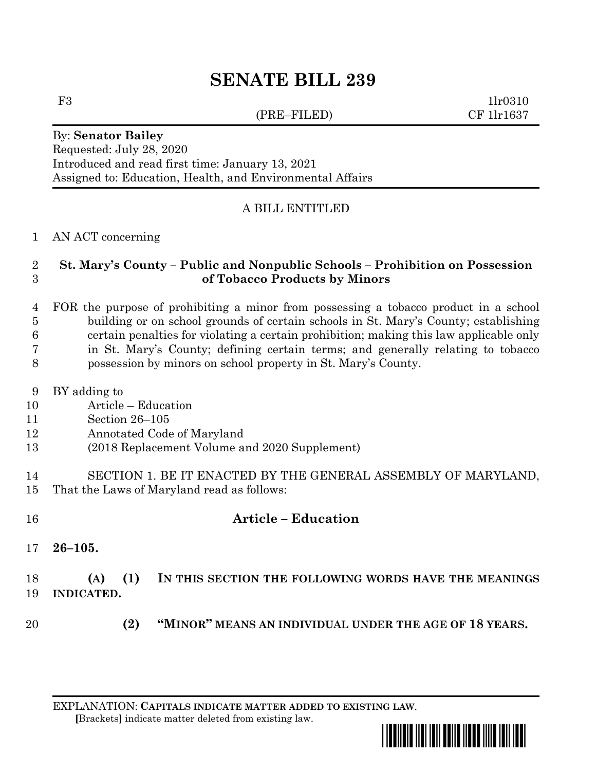# SENATE BILL 239

F3 (PRE–FILED) 1lr0310
CF 1lr1637

By: **Senator Bailey**
Requested: July 28, 2020
Introduced and read first time: January 13, 2021
Assigned to: Education, Health, and Environmental Affairs

A BILL ENTITLED

AN ACT concerning

**St. Mary's County – Public and Nonpublic Schools – Prohibition on Possession of Tobacco Products by Minors**

FOR the purpose of prohibiting a minor from possessing a tobacco product in a school building or on school grounds of certain schools in St. Mary's County; establishing certain penalties for violating a certain prohibition; making this law applicable only in St. Mary's County; defining certain terms; and generally relating to tobacco possession by minors on school property in St. Mary's County.

BY adding to
Article – Education
Section 26–105
Annotated Code of Maryland
(2018 Replacement Volume and 2020 Supplement)

SECTION 1. BE IT ENACTED BY THE GENERAL ASSEMBLY OF MARYLAND, That the Laws of Maryland read as follows:

## Article – Education

**26–105.**

**(A) (1) IN THIS SECTION THE FOLLOWING WORDS HAVE THE MEANINGS INDICATED.**

**(2) "MINOR" MEANS AN INDIVIDUAL UNDER THE AGE OF 18 YEARS.**

EXPLANATION: **CAPITALS INDICATE MATTER ADDED TO EXISTING LAW.**
**[**Brackets**]** indicate matter deleted from existing law.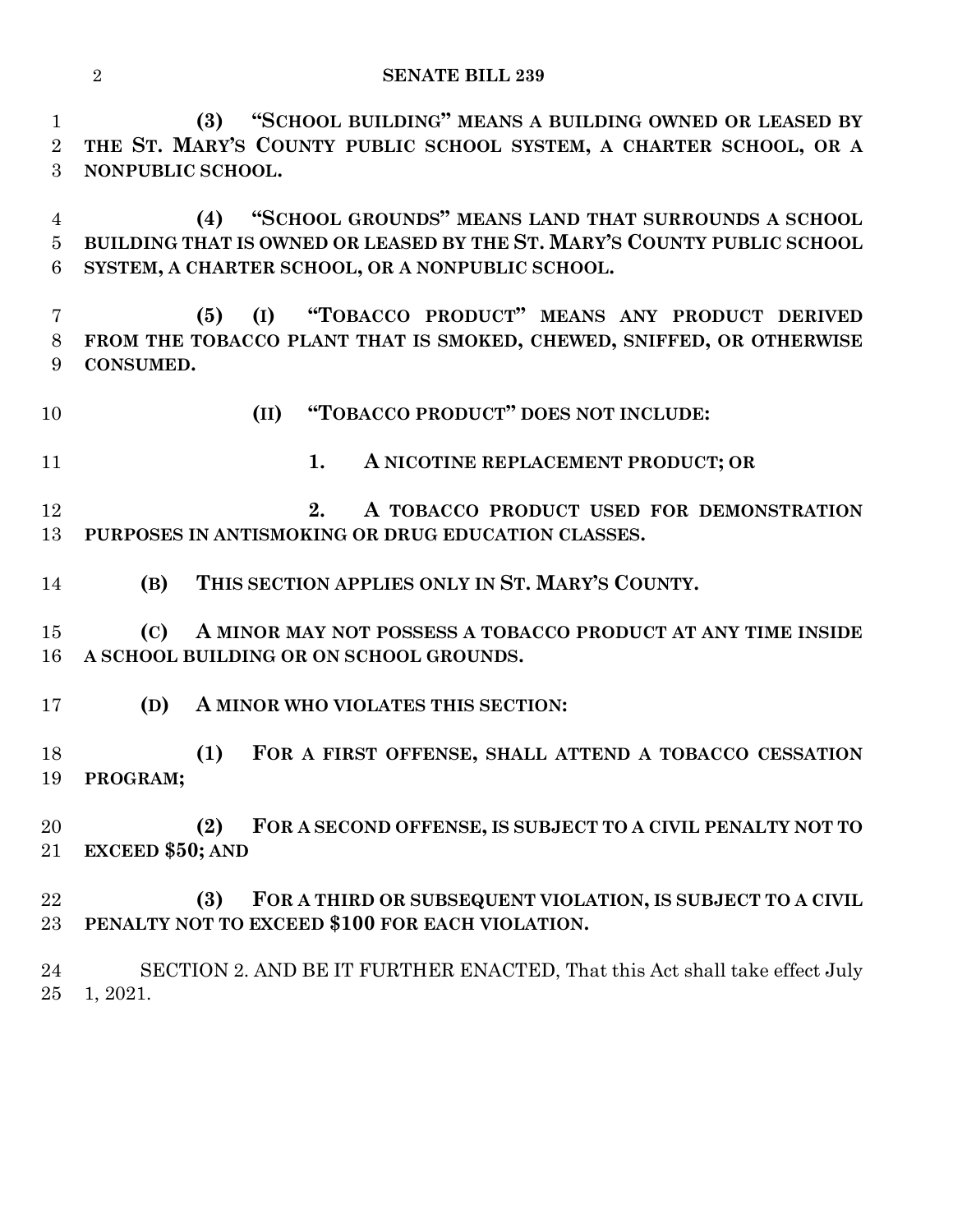**(3) "SCHOOL BUILDING" MEANS A BUILDING OWNED OR LEASED BY THE ST. MARY'S COUNTY PUBLIC SCHOOL SYSTEM, A CHARTER SCHOOL, OR A NONPUBLIC SCHOOL.**

**(4) "SCHOOL GROUNDS" MEANS LAND THAT SURROUNDS A SCHOOL BUILDING THAT IS OWNED OR LEASED BY THE ST. MARY'S COUNTY PUBLIC SCHOOL SYSTEM, A CHARTER SCHOOL, OR A NONPUBLIC SCHOOL.**

**(5) (I) "TOBACCO PRODUCT" MEANS ANY PRODUCT DERIVED FROM THE TOBACCO PLANT THAT IS SMOKED, CHEWED, SNIFFED, OR OTHERWISE CONSUMED.**

**(II) "TOBACCO PRODUCT" DOES NOT INCLUDE:**

**1. A NICOTINE REPLACEMENT PRODUCT; OR**

**2. A TOBACCO PRODUCT USED FOR DEMONSTRATION PURPOSES IN ANTISMOKING OR DRUG EDUCATION CLASSES.**

**(B) THIS SECTION APPLIES ONLY IN ST. MARY'S COUNTY.**

**(C) A MINOR MAY NOT POSSESS A TOBACCO PRODUCT AT ANY TIME INSIDE A SCHOOL BUILDING OR ON SCHOOL GROUNDS.**

**(D) A MINOR WHO VIOLATES THIS SECTION:**

**(1) FOR A FIRST OFFENSE, SHALL ATTEND A TOBACCO CESSATION PROGRAM;**

**(2) FOR A SECOND OFFENSE, IS SUBJECT TO A CIVIL PENALTY NOT TO EXCEED $50; AND**

**(3) FOR A THIRD OR SUBSEQUENT VIOLATION, IS SUBJECT TO A CIVIL PENALTY NOT TO EXCEED $100 FOR EACH VIOLATION.**

SECTION 2. AND BE IT FURTHER ENACTED, That this Act shall take effect July 1, 2021.